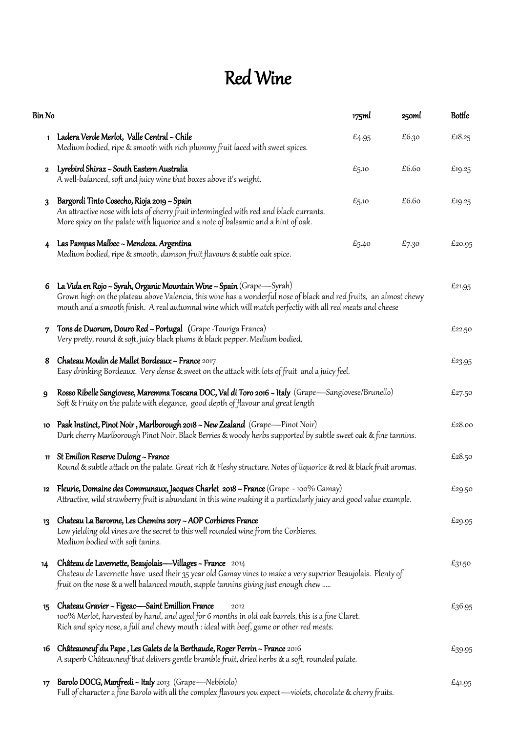# Red Wine

| Bin No | | 175ml | 250ml | Bottle |
|---|---|---|---|---|
| 1 | **Ladera Verde Merlot, Valle Central ~ Chile**<br>*Medium bodied, ripe & smooth with rich plummy fruit laced with sweet spices.* | £4.95 | £6.30 | £18.25 |
| 2 | **Lyrebird Shiraz ~ South Eastern Australia**<br>*A well-balanced, soft and juicy wine that boxes above it's weight.* | £5.10 | £6.60 | £19.25 |
| 3 | **Bargordi Tinto Cosecho, Rioja 2019 ~ Spain**<br>*An attractive nose with lots of cherry fruit intermingled with red and black currants. More spicy on the palate with liquorice and a note of balsamic and a hint of oak.* | £5.10 | £6.60 | £19.25 |
| 4 | **Las Pampas Malbec ~ Mendoza. Argentina**<br>*Medium bodied, ripe & smooth, damson fruit flavours & subtle oak spice.* | £5.40 | £7.30 | £20.95 |
| 6 | **La Vida en Rojo ~ Syrah, Organic Mountain Wine ~ Spain** (Grape—Syrah)<br>*Grown high on the plateau above Valencia, this wine has a wonderful nose of black and red fruits, an almost chewy mouth and a smooth finish. A real autumnal wine which will match perfectly with all red meats and cheese* | | | £21.95 |
| 7 | **Tons de Duorum, Douro Red ~ Portugal** (Grape -Touriga Franca)<br>*Very pretty, round & soft, juicy black plums & black pepper. Medium bodied.* | | | £22.50 |
| 8 | **Chateau Moulin de Mallet Bordeaux ~ France** 2017<br>*Easy drinking Bordeaux. Very dense & sweet on the attack with lots of fruit and a juicy feel.* | | | £23.95 |
| 9 | **Rosso Ribelle Sangiovese, Maremma Toscana DOC, Val di Toro 2016 ~ Italy** (Grape—Sangiovese/Brunello)<br>*Soft & Fruity on the palate with elegance, good depth of flavour and great length* | | | £27.50 |
| 10 | **Pask Instinct, Pinot Noir , Marlborough 2018 ~ New Zealand** (Grape—Pinot Noir)<br>*Dark cherry Marlborough Pinot Noir, Black Berries & woody herbs supported by subtle sweet oak & fine tannins.* | | | £28.00 |
| 11 | **St Emilion Reserve Dulong ~ France**<br>*Round & subtle attack on the palate. Great rich & Fleshy structure. Notes of liquorice & red & black fruit aromas.* | | | £28.50 |
| 12 | **Fleurie, Domaine des Communaux, Jacques Charlet 2018 ~ France** (Grape - 100% Gamay)<br>*Attractive, wild strawberry fruit is abundant in this wine making it a particularly juicy and good value example.* | | | £29.50 |
| 13 | **Chateau La Baronne, Les Chemins 2017 ~ AOP Corbieres France**<br>*Low yielding old vines are the secret to this well rounded wine from the Corbieres. Medium bodied with soft tanins.* | | | £29.95 |
| 14 | **Château de Lavernette, Beaujolais—Villages ~ France** 2014<br>*Chateau de Lavernette have used their 35 year old Gamay vines to make a very superior Beaujolais. Plenty of fruit on the nose & a well balanced mouth, supple tannins giving just enough chew .....* | | | £31.50 |
| 15 | **Chateau Gravier ~ Figeac—Saint Emillion France** 2012<br>*100% Merlot, harvested by hand, and aged for 6 months in old oak barrels, this is a fine Claret. Rich and spicy nose, a full and chewy mouth : ideal with beef, game or other red meats.* | | | £36.95 |
| 16 | **Châteauneuf du Pape , Les Galets de la Berthaude, Roger Perrin ~ France** 2016<br>*A superb Châteauneuf that delivers gentle bramble fruit, dried herbs & a soft, rounded palate.* | | | £39.95 |
| 17 | **Barolo DOCG, Manfredi ~ Italy** 2013 (Grape—Nebbiolo)<br>*Full of character a fine Barolo with all the complex flavours you expect—violets, chocolate & cherry fruits.* | | | £41.95 |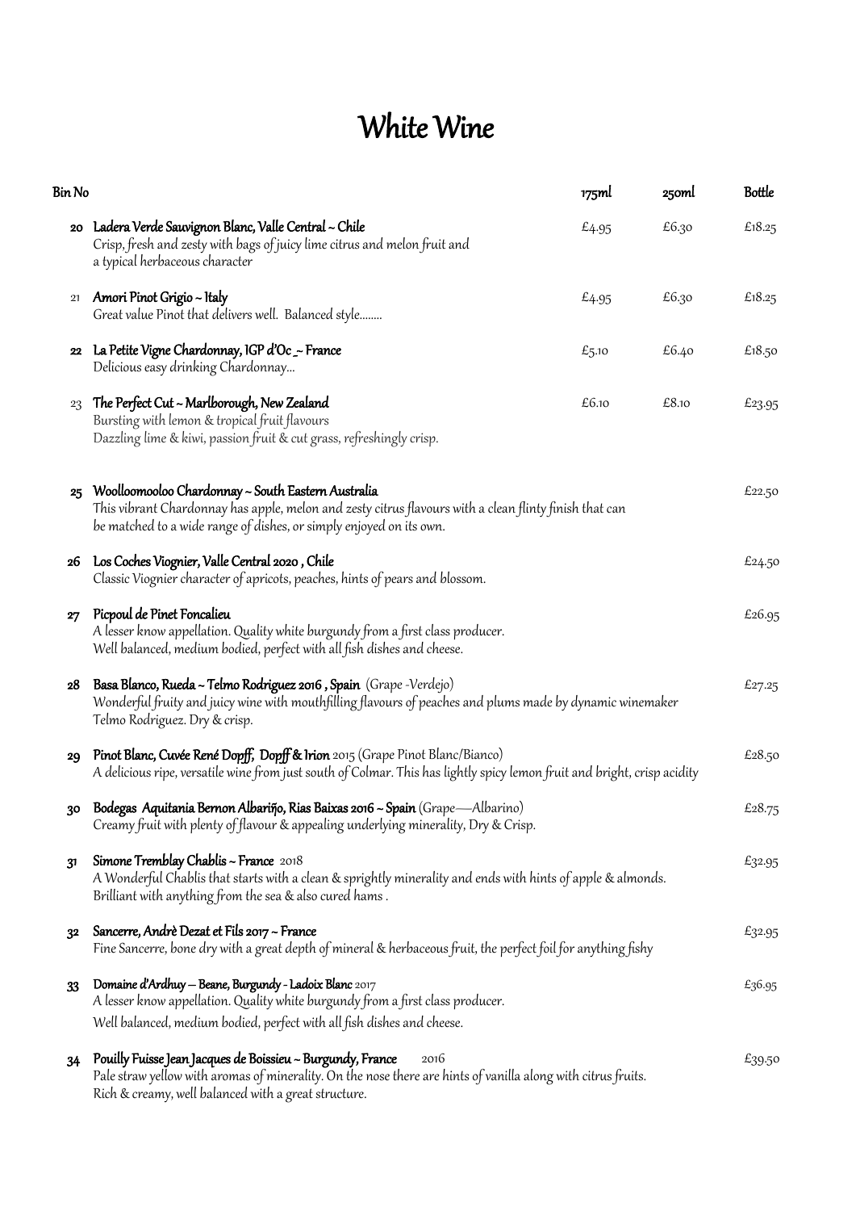# White Wine

| Bin No | | 175ml | 250ml | Bottle |
|---|---|---|---|---|
| 20 | **Ladera Verde Sauvignon Blanc, Valle Central ~ Chile**<br>*Crisp, fresh and zesty with bags of juicy lime citrus and melon fruit and a typical herbaceous character* | £4.95 | £6.30 | £18.25 |
| 21 | **Amori Pinot Grigio ~ Italy**<br>*Great value Pinot that delivers well. Balanced style........* | £4.95 | £6.30 | £18.25 |
| 22 | **La Petite Vigne Chardonnay, IGP d'Oc _~ France**<br>*Delicious easy drinking Chardonnay...* | £5.10 | £6.40 | £18.50 |
| 23 | **The Perfect Cut ~ Marlborough, New Zealand**<br>*Bursting with lemon & tropical fruit flavours*<br>*Dazzling lime & kiwi, passion fruit & cut grass, refreshingly crisp.* | £6.10 | £8.10 | £23.95 |
| 25 | **Woolloomooloo Chardonnay ~ South Eastern Australia**<br>*This vibrant Chardonnay has apple, melon and zesty citrus flavours with a clean flinty finish that can be matched to a wide range of dishes, or simply enjoyed on its own.* | | | £22.50 |
| 26 | **Los Coches Viognier, Valle Central 2020 , Chile**<br>*Classic Viognier character of apricots, peaches, hints of pears and blossom.* | | | £24.50 |
| 27 | **Picpoul de Pinet Foncalieu**<br>*A lesser know appellation. Quality white burgundy from a first class producer.*<br>*Well balanced, medium bodied, perfect with all fish dishes and cheese.* | | | £26.95 |
| 28 | **Basa Blanco, Rueda ~ Telmo Rodriguez 2016 , Spain** (Grape -Verdejo)<br>*Wonderful fruity and juicy wine with mouthfilling flavours of peaches and plums made by dynamic winemaker Telmo Rodriguez. Dry & crisp.* | | | £27.25 |
| 29 | **Pinot Blanc, Cuvée René Dopff, Dopff & Irion** 2015 (Grape Pinot Blanc/Bianco)<br>*A delicious ripe, versatile wine from just south of Colmar. This has lightly spicy lemon fruit and bright, crisp acidity* | | | £28.50 |
| 30 | **Bodegas Aquitania Bernon Albariño, Rias Baixas 2016 ~ Spain** (Grape—Albarino)<br>*Creamy fruit with plenty of flavour & appealing underlying minerality, Dry & Crisp.* | | | £28.75 |
| 31 | **Simone Tremblay Chablis ~ France** 2018<br>*A Wonderful Chablis that starts with a clean & sprightly minerality and ends with hints of apple & almonds. Brilliant with anything from the sea & also cured hams .* | | | £32.95 |
| 32 | **Sancerre, Andrè Dezat et Fils 2017 ~ France**<br>*Fine Sancerre, bone dry with a great depth of mineral & herbaceous fruit, the perfect foil for anything fishy* | | | £32.95 |
| 33 | **Domaine d'Ardhuy – Beane, Burgundy - Ladoix Blanc** 2017<br>*A lesser know appellation. Quality white burgundy from a first class producer.*<br>*Well balanced, medium bodied, perfect with all fish dishes and cheese.* | | | £36.95 |
| 34 | **Pouilly Fuisse Jean Jacques de Boissieu ~ Burgundy, France** 2016<br>*Pale straw yellow with aromas of minerality. On the nose there are hints of vanilla along with citrus fruits. Rich & creamy, well balanced with a great structure.* | | | £39.50 |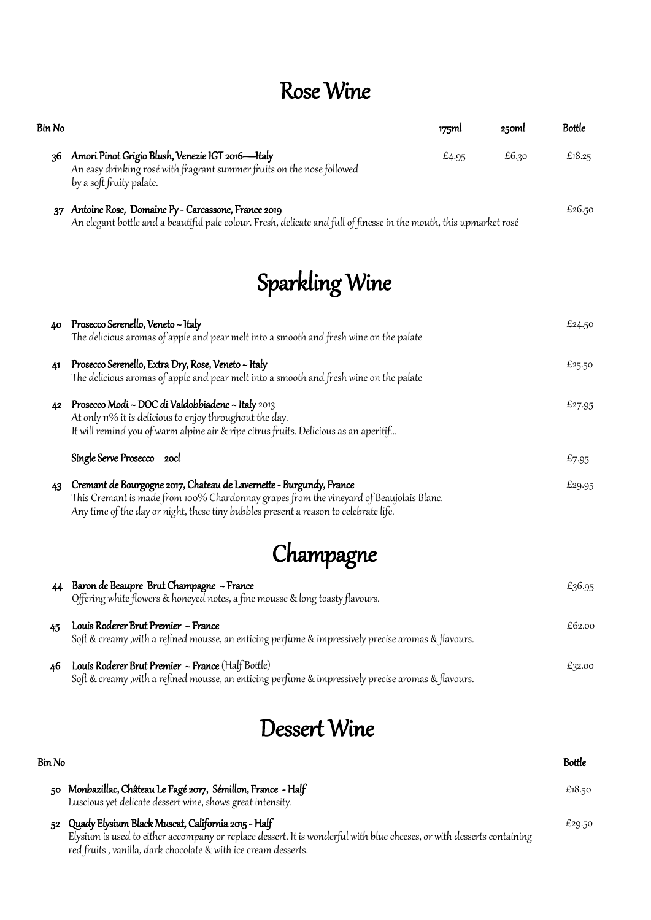# Rose Wine

| Bin No | | 175ml | 250ml | Bottle |
|---|---|---|---|---|
| 36 | **Amori Pinot Grigio Blush, Venezie IGT 2016—Italy**<br>An easy drinking rosé with fragrant summer fruits on the nose followed by a soft fruity palate. | £4.95 | £6.30 | £18.25 |
| 37 | **Antoine Rose, Domaine Py - Carcassone, France 2019**<br>An elegant bottle and a beautiful pale colour. Fresh, delicate and full of finesse in the mouth, this upmarket rosé | | | £26.50 |

# Sparkling Wine

| | | |
|---|---|---|
| 40 | **Prosecco Serenello, Veneto ~ Italy**<br>The delicious aromas of apple and pear melt into a smooth and fresh wine on the palate | £24.50 |
| 41 | **Prosecco Serenello, Extra Dry, Rose, Veneto ~ Italy**<br>The delicious aromas of apple and pear melt into a smooth and fresh wine on the palate | £25.50 |
| 42 | **Prosecco Modi ~ DOC di Valdobbiadene ~ Italy** 2013<br>At only 11% it is delicious to enjoy throughout the day.<br>It will remind you of warm alpine air & ripe citrus fruits. Delicious as an aperitif... | £27.95 |
| | **Single Serve Prosecco 20cl** | £7.95 |
| 43 | **Cremant de Bourgogne 2017, Chateau de Lavernette - Burgundy, France**<br>This Cremant is made from 100% Chardonnay grapes from the vineyard of Beaujolais Blanc.<br>Any time of the day or night, these tiny bubbles present a reason to celebrate life. | £29.95 |

# Champagne

| | | |
|---|---|---|
| 44 | **Baron de Beaupre Brut Champagne ~ France**<br>Offering white flowers & honeyed notes, a fine mousse & long toasty flavours. | £36.95 |
| 45 | **Louis Roderer Brut Premier ~ France**<br>Soft & creamy ,with a refined mousse, an enticing perfume & impressively precise aromas & flavours. | £62.00 |
| 46 | **Louis Roderer Brut Premier ~ France** (Half Bottle)<br>Soft & creamy ,with a refined mousse, an enticing perfume & impressively precise aromas & flavours. | £32.00 |

# Dessert Wine

| Bin No | | Bottle |
|---|---|---|
| 50 | **Monbazillac, Château Le Fagé 2017, Sémillon, France - Half**<br>Luscious yet delicate dessert wine, shows great intensity. | £18.50 |
| 52 | **Quady Elysium Black Muscat, California 2015 - Half**<br>Elysium is used to either accompany or replace dessert. It is wonderful with blue cheeses, or with desserts containing red fruits , vanilla, dark chocolate & with ice cream desserts. | £29.50 |